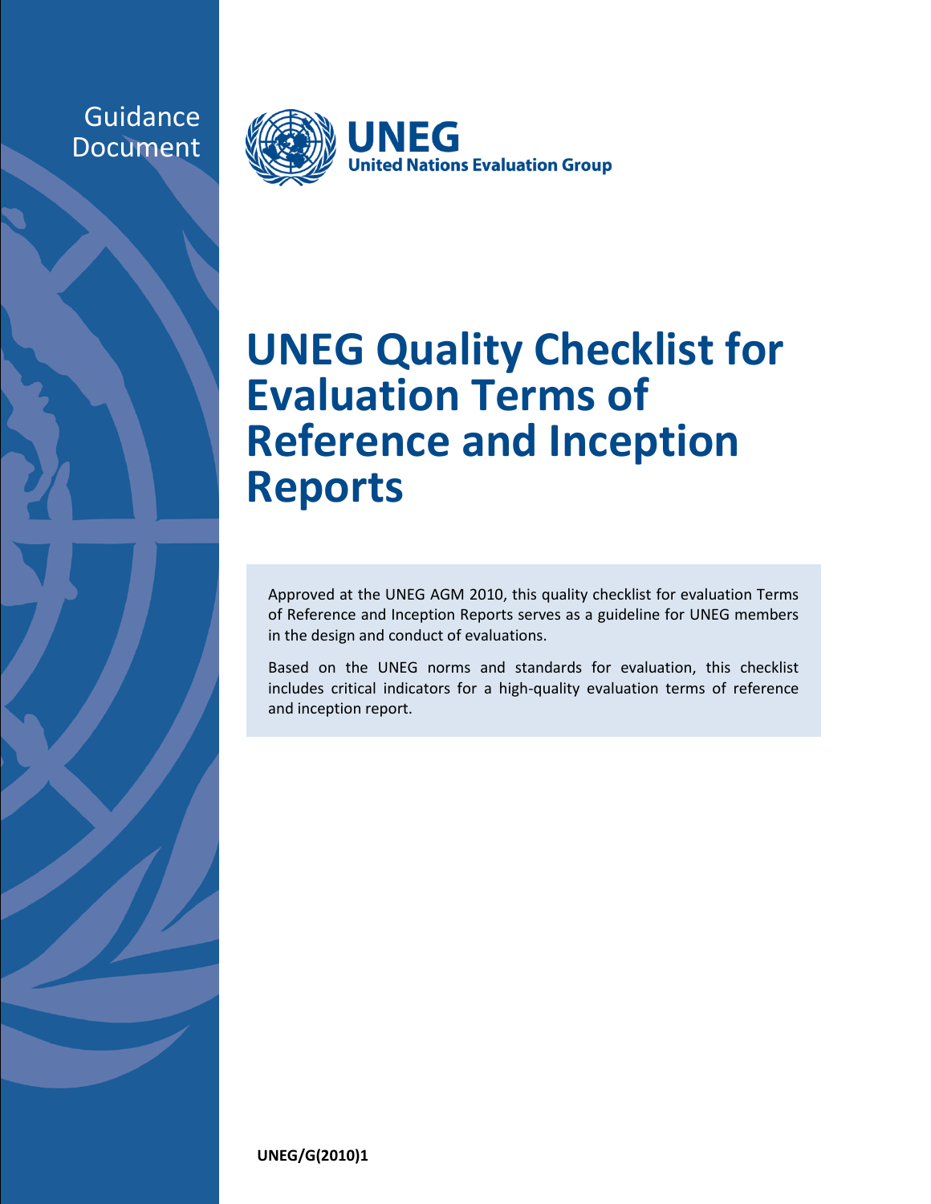Guidance Document

UNEG
United Nations Evaluation Group

# UNEG Quality Checklist for Evaluation Terms of Reference and Inception Reports

Approved at the UNEG AGM 2010, this quality checklist for evaluation Terms of Reference and Inception Reports serves as a guideline for UNEG members in the design and conduct of evaluations.

Based on the UNEG norms and standards for evaluation, this checklist includes critical indicators for a high-quality evaluation terms of reference and inception report.

**UNEG/G(2010)1**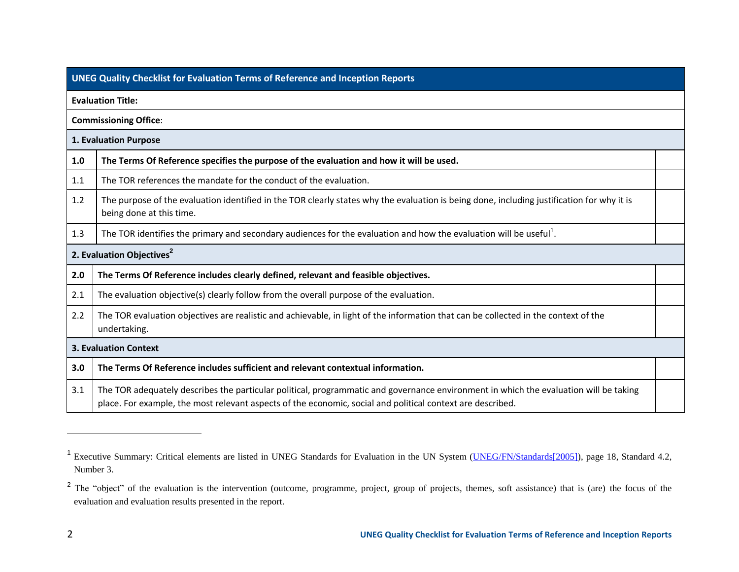| UNEG Quality Checklist for Evaluation Terms of Reference and Inception Reports | | |
|---|---|---|
| **Evaluation Title:** | | |
| **Commissioning Office**: | | |
| **1. Evaluation Purpose** | | |
| **1.0** | **The Terms Of Reference specifies the purpose of the evaluation and how it will be used.** | |
| 1.1 | The TOR references the mandate for the conduct of the evaluation. | |
| 1.2 | The purpose of the evaluation identified in the TOR clearly states why the evaluation is being done, including justification for why it is being done at this time. | |
| 1.3 | The TOR identifies the primary and secondary audiences for the evaluation and how the evaluation will be useful[1]. | |
| **2. Evaluation Objectives[2]** | | |
| **2.0** | **The Terms Of Reference includes clearly defined, relevant and feasible objectives.** | |
| 2.1 | The evaluation objective(s) clearly follow from the overall purpose of the evaluation. | |
| 2.2 | The TOR evaluation objectives are realistic and achievable, in light of the information that can be collected in the context of the undertaking. | |
| **3. Evaluation Context** | | |
| **3.0** | **The Terms Of Reference includes sufficient and relevant contextual information.** | |
| 3.1 | The TOR adequately describes the particular political, programmatic and governance environment in which the evaluation will be taking place. For example, the most relevant aspects of the economic, social and political context are described. | |

[1] Executive Summary: Critical elements are listed in UNEG Standards for Evaluation in the UN System (UNEG/FN/Standards[2005]), page 18, Standard 4.2, Number 3.

[2] The "object" of the evaluation is the intervention (outcome, programme, project, group of projects, themes, soft assistance) that is (are) the focus of the evaluation and evaluation results presented in the report.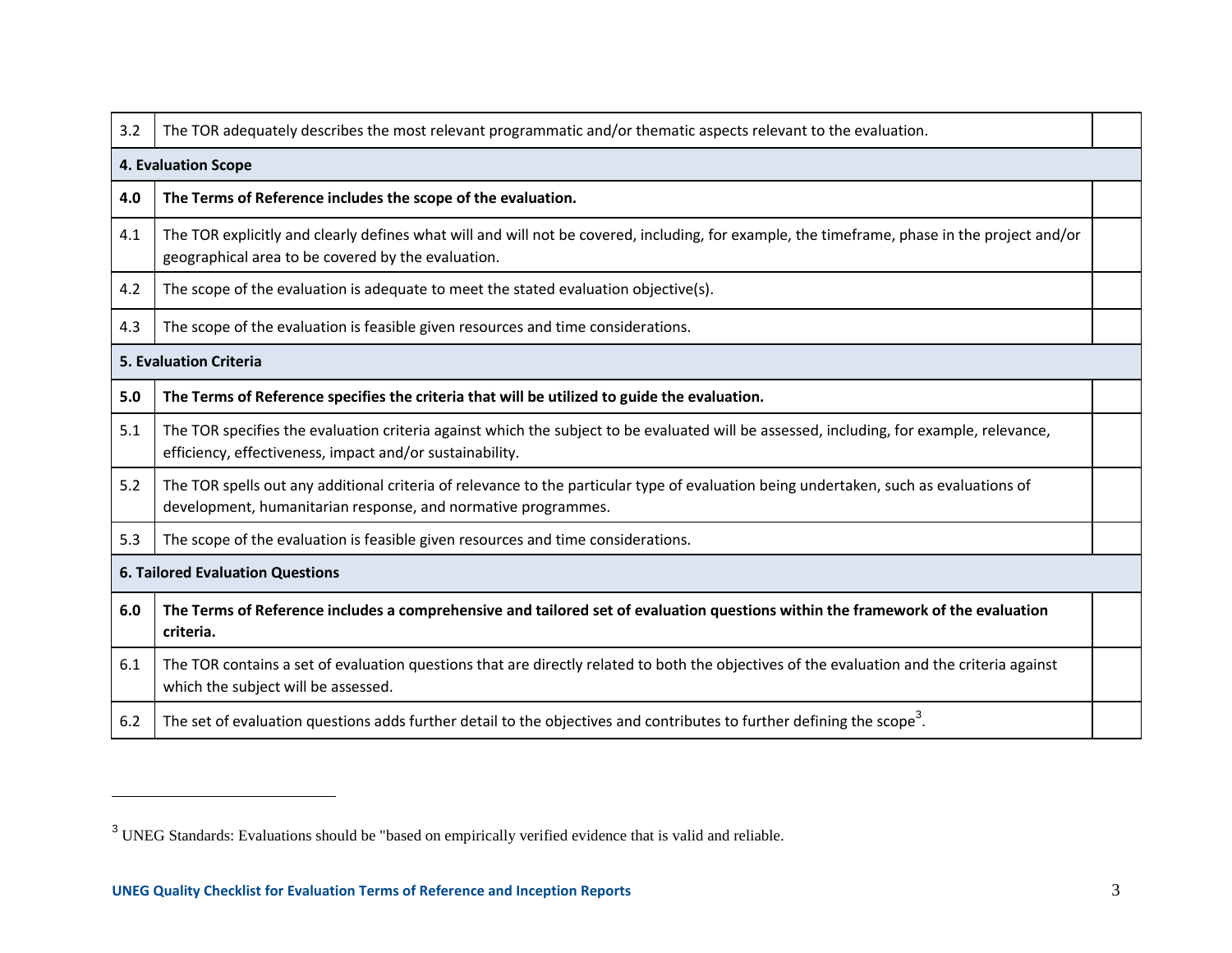| | | |
|---|---|---|
| 3.2 | The TOR adequately describes the most relevant programmatic and/or thematic aspects relevant to the evaluation. | |
| **4. Evaluation Scope** | | |
| **4.0** | **The Terms of Reference includes the scope of the evaluation.** | |
| 4.1 | The TOR explicitly and clearly defines what will and will not be covered, including, for example, the timeframe, phase in the project and/or geographical area to be covered by the evaluation. | |
| 4.2 | The scope of the evaluation is adequate to meet the stated evaluation objective(s). | |
| 4.3 | The scope of the evaluation is feasible given resources and time considerations. | |
| **5. Evaluation Criteria** | | |
| **5.0** | **The Terms of Reference specifies the criteria that will be utilized to guide the evaluation.** | |
| 5.1 | The TOR specifies the evaluation criteria against which the subject to be evaluated will be assessed, including, for example, relevance, efficiency, effectiveness, impact and/or sustainability. | |
| 5.2 | The TOR spells out any additional criteria of relevance to the particular type of evaluation being undertaken, such as evaluations of development, humanitarian response, and normative programmes. | |
| 5.3 | The scope of the evaluation is feasible given resources and time considerations. | |
| **6. Tailored Evaluation Questions** | | |
| **6.0** | **The Terms of Reference includes a comprehensive and tailored set of evaluation questions within the framework of the evaluation criteria.** | |
| 6.1 | The TOR contains a set of evaluation questions that are directly related to both the objectives of the evaluation and the criteria against which the subject will be assessed. | |
| 6.2 | The set of evaluation questions adds further detail to the objectives and contributes to further defining the scope[3]. | |

[3] UNEG Standards: Evaluations should be "based on empirically verified evidence that is valid and reliable.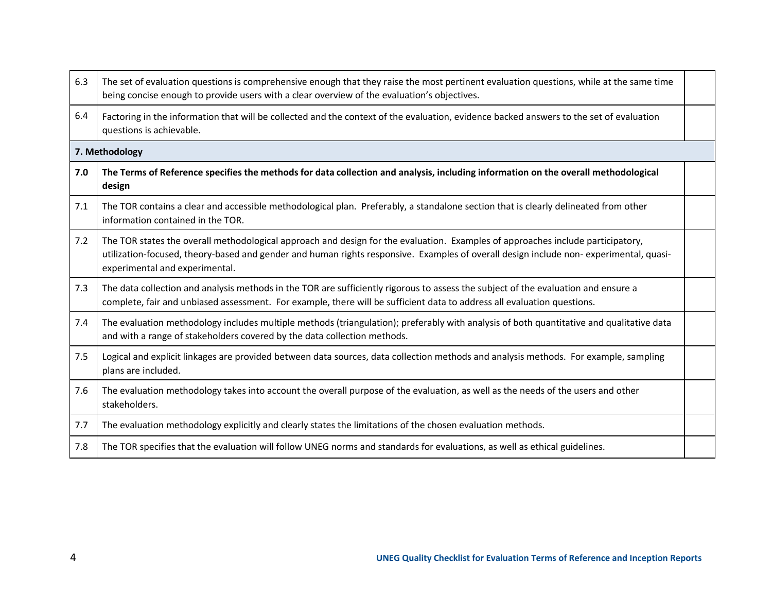| | | |
|---|---|---|
| 6.3 | The set of evaluation questions is comprehensive enough that they raise the most pertinent evaluation questions, while at the same time being concise enough to provide users with a clear overview of the evaluation's objectives. | |
| 6.4 | Factoring in the information that will be collected and the context of the evaluation, evidence backed answers to the set of evaluation questions is achievable. | |
| **7. Methodology** | | |
| **7.0** | **The Terms of Reference specifies the methods for data collection and analysis, including information on the overall methodological design** | |
| 7.1 | The TOR contains a clear and accessible methodological plan. Preferably, a standalone section that is clearly delineated from other information contained in the TOR. | |
| 7.2 | The TOR states the overall methodological approach and design for the evaluation. Examples of approaches include participatory, utilization-focused, theory-based and gender and human rights responsive. Examples of overall design include non- experimental, quasi-experimental and experimental. | |
| 7.3 | The data collection and analysis methods in the TOR are sufficiently rigorous to assess the subject of the evaluation and ensure a complete, fair and unbiased assessment. For example, there will be sufficient data to address all evaluation questions. | |
| 7.4 | The evaluation methodology includes multiple methods (triangulation); preferably with analysis of both quantitative and qualitative data and with a range of stakeholders covered by the data collection methods. | |
| 7.5 | Logical and explicit linkages are provided between data sources, data collection methods and analysis methods. For example, sampling plans are included. | |
| 7.6 | The evaluation methodology takes into account the overall purpose of the evaluation, as well as the needs of the users and other stakeholders. | |
| 7.7 | The evaluation methodology explicitly and clearly states the limitations of the chosen evaluation methods. | |
| 7.8 | The TOR specifies that the evaluation will follow UNEG norms and standards for evaluations, as well as ethical guidelines. | |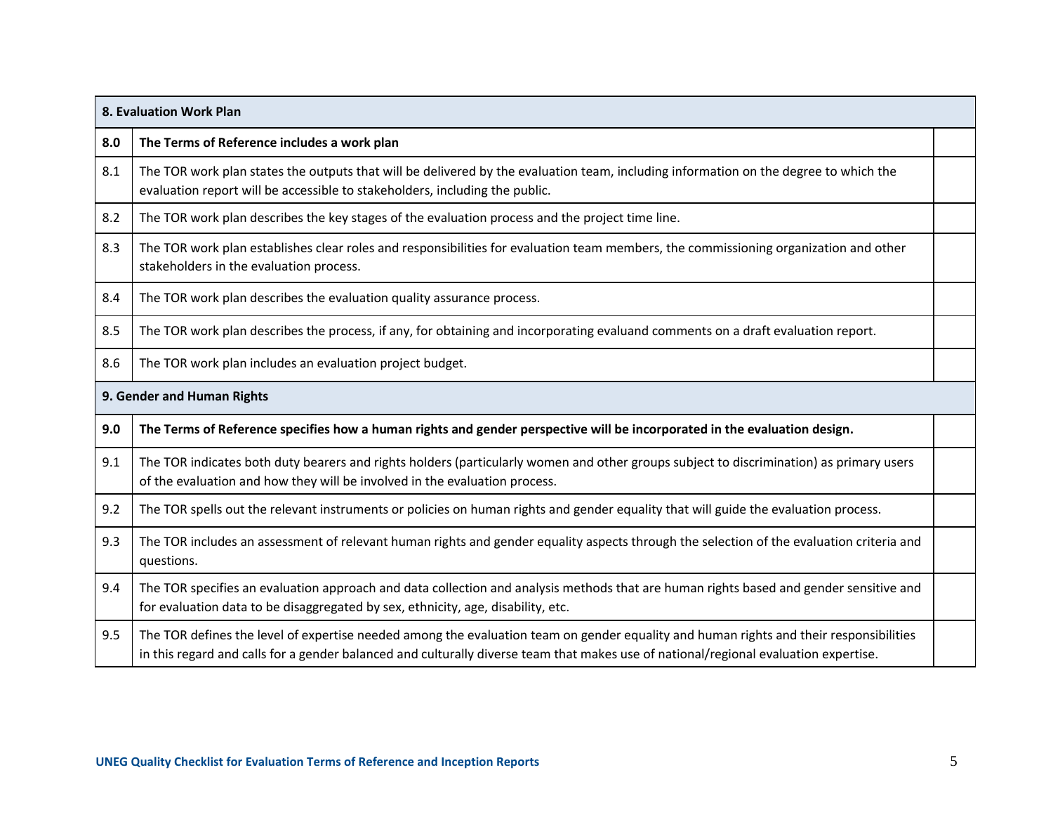| | | |
|---|---|---|
| **8. Evaluation Work Plan** | | |
| **8.0** | **The Terms of Reference includes a work plan** | |
| 8.1 | The TOR work plan states the outputs that will be delivered by the evaluation team, including information on the degree to which the evaluation report will be accessible to stakeholders, including the public. | |
| 8.2 | The TOR work plan describes the key stages of the evaluation process and the project time line. | |
| 8.3 | The TOR work plan establishes clear roles and responsibilities for evaluation team members, the commissioning organization and other stakeholders in the evaluation process. | |
| 8.4 | The TOR work plan describes the evaluation quality assurance process. | |
| 8.5 | The TOR work plan describes the process, if any, for obtaining and incorporating evaluand comments on a draft evaluation report. | |
| 8.6 | The TOR work plan includes an evaluation project budget. | |
| **9. Gender and Human Rights** | | |
| **9.0** | **The Terms of Reference specifies how a human rights and gender perspective will be incorporated in the evaluation design.** | |
| 9.1 | The TOR indicates both duty bearers and rights holders (particularly women and other groups subject to discrimination) as primary users of the evaluation and how they will be involved in the evaluation process. | |
| 9.2 | The TOR spells out the relevant instruments or policies on human rights and gender equality that will guide the evaluation process. | |
| 9.3 | The TOR includes an assessment of relevant human rights and gender equality aspects through the selection of the evaluation criteria and questions. | |
| 9.4 | The TOR specifies an evaluation approach and data collection and analysis methods that are human rights based and gender sensitive and for evaluation data to be disaggregated by sex, ethnicity, age, disability, etc. | |
| 9.5 | The TOR defines the level of expertise needed among the evaluation team on gender equality and human rights and their responsibilities in this regard and calls for a gender balanced and culturally diverse team that makes use of national/regional evaluation expertise. | |